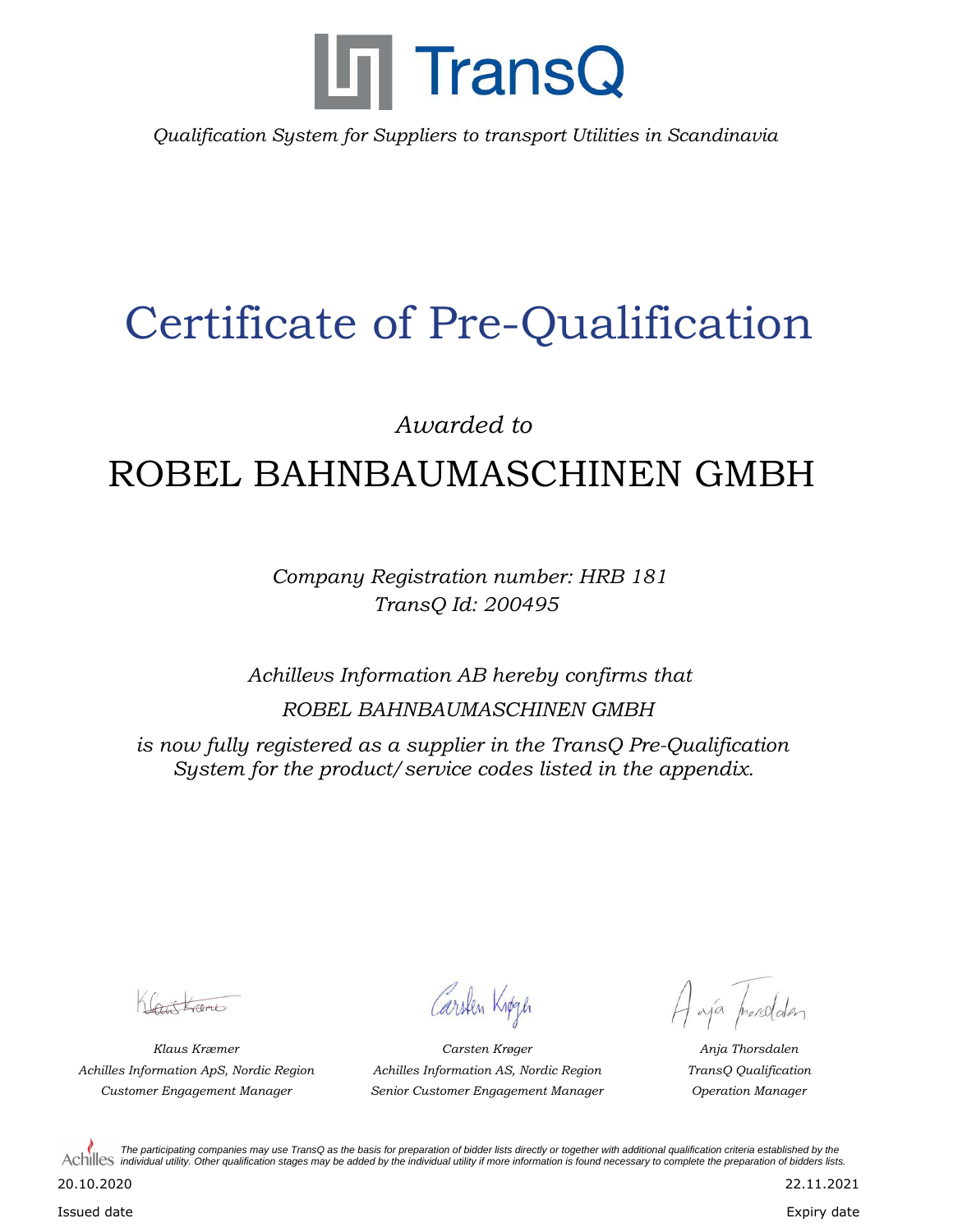TransQ

*Qualification System for Suppliers to transport Utilities in Scandinavia*

# Certificate of Pre-Qualification

*Awarded to*

## ROBEL BAHNBAUMASCHINEN GMBH

*Company Registration number: HRB 181*
*TransQ Id: 200495*

*Achillevs Information AB hereby confirms that*

*ROBEL BAHNBAUMASCHINEN GMBH*

*is now fully registered as a supplier in the TransQ Pre-Qualification System for the product/service codes listed in the appendix.*

| *Klaus Kræmer* | *Carsten Krøger* | *Anja Thorsdalen* |
|---|---|---|
| *Achilles Information ApS, Nordic Region* | *Achilles Information AS, Nordic Region* | *TransQ Qualification* |
| *Customer Engagement Manager* | *Senior Customer Engagement Manager* | *Operation Manager* |

Achilles *The participating companies may use TransQ as the basis for preparation of bidder lists directly or together with additional qualification criteria established by the individual utility. Other qualification stages may be added by the individual utility if more information is found necessary to complete the preparation of bidders lists.*

20.10.2020
Issued date

22.11.2021
Expiry date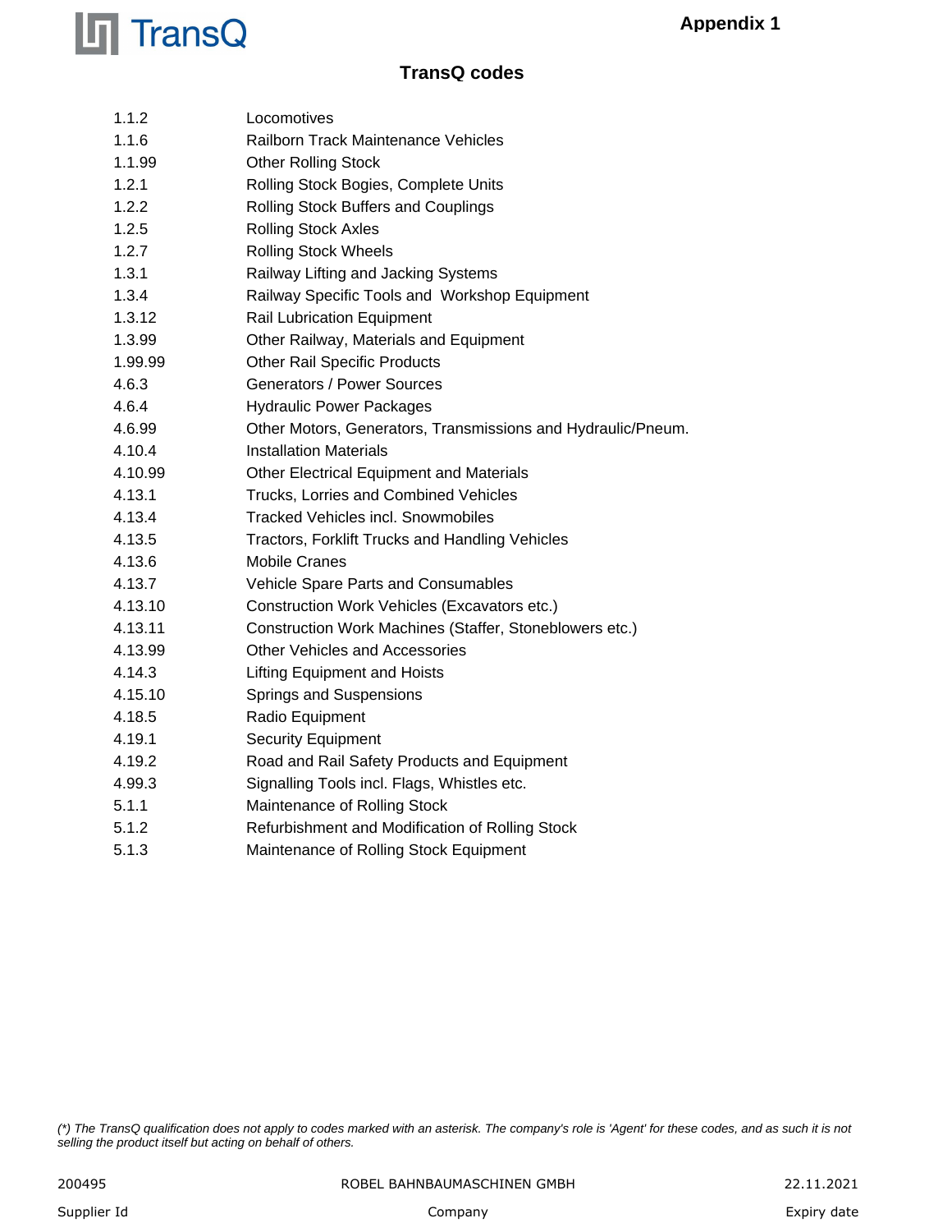# Appendix 1

## TransQ codes

| | |
|---|---|
| 1.1.2 | Locomotives |
| 1.1.6 | Railborn Track Maintenance Vehicles |
| 1.1.99 | Other Rolling Stock |
| 1.2.1 | Rolling Stock Bogies, Complete Units |
| 1.2.2 | Rolling Stock Buffers and Couplings |
| 1.2.5 | Rolling Stock Axles |
| 1.2.7 | Rolling Stock Wheels |
| 1.3.1 | Railway Lifting and Jacking Systems |
| 1.3.4 | Railway Specific Tools and Workshop Equipment |
| 1.3.12 | Rail Lubrication Equipment |
| 1.3.99 | Other Railway, Materials and Equipment |
| 1.99.99 | Other Rail Specific Products |
| 4.6.3 | Generators / Power Sources |
| 4.6.4 | Hydraulic Power Packages |
| 4.6.99 | Other Motors, Generators, Transmissions and Hydraulic/Pneum. |
| 4.10.4 | Installation Materials |
| 4.10.99 | Other Electrical Equipment and Materials |
| 4.13.1 | Trucks, Lorries and Combined Vehicles |
| 4.13.4 | Tracked Vehicles incl. Snowmobiles |
| 4.13.5 | Tractors, Forklift Trucks and Handling Vehicles |
| 4.13.6 | Mobile Cranes |
| 4.13.7 | Vehicle Spare Parts and Consumables |
| 4.13.10 | Construction Work Vehicles (Excavators etc.) |
| 4.13.11 | Construction Work Machines (Staffer, Stoneblowers etc.) |
| 4.13.99 | Other Vehicles and Accessories |
| 4.14.3 | Lifting Equipment and Hoists |
| 4.15.10 | Springs and Suspensions |
| 4.18.5 | Radio Equipment |
| 4.19.1 | Security Equipment |
| 4.19.2 | Road and Rail Safety Products and Equipment |
| 4.99.3 | Signalling Tools incl. Flags, Whistles etc. |
| 5.1.1 | Maintenance of Rolling Stock |
| 5.1.2 | Refurbishment and Modification of Rolling Stock |
| 5.1.3 | Maintenance of Rolling Stock Equipment |

*(\*) The TransQ qualification does not apply to codes marked with an asterisk. The company's role is 'Agent' for these codes, and as such it is not selling the product itself but acting on behalf of others.*

| Supplier Id | Company | Expiry date |
|---|---|---|
| 200495 | ROBEL BAHNBAUMASCHINEN GMBH | 22.11.2021 |